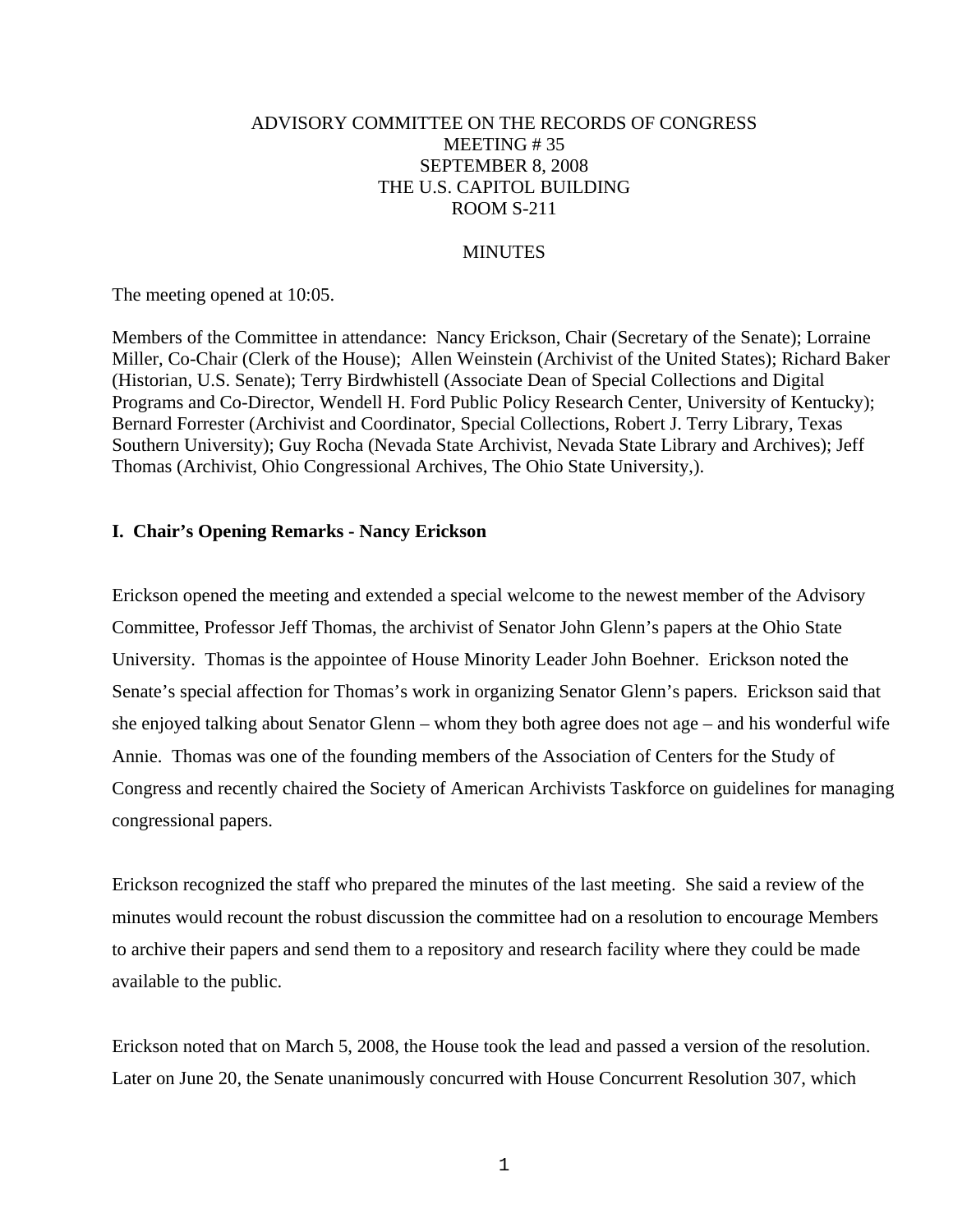ADVISORY COMMITTEE ON THE RECORDS OF CONGRESS
MEETING # 35
SEPTEMBER 8, 2008
THE U.S. CAPITOL BUILDING
ROOM S-211

MINUTES

The meeting opened at 10:05.

Members of the Committee in attendance: Nancy Erickson, Chair (Secretary of the Senate); Lorraine Miller, Co-Chair (Clerk of the House); Allen Weinstein (Archivist of the United States); Richard Baker (Historian, U.S. Senate); Terry Birdwhistell (Associate Dean of Special Collections and Digital Programs and Co-Director, Wendell H. Ford Public Policy Research Center, University of Kentucky); Bernard Forrester (Archivist and Coordinator, Special Collections, Robert J. Terry Library, Texas Southern University); Guy Rocha (Nevada State Archivist, Nevada State Library and Archives); Jeff Thomas (Archivist, Ohio Congressional Archives, The Ohio State University,).

**I. Chair's Opening Remarks - Nancy Erickson**

Erickson opened the meeting and extended a special welcome to the newest member of the Advisory Committee, Professor Jeff Thomas, the archivist of Senator John Glenn's papers at the Ohio State University. Thomas is the appointee of House Minority Leader John Boehner. Erickson noted the Senate's special affection for Thomas's work in organizing Senator Glenn's papers. Erickson said that she enjoyed talking about Senator Glenn – whom they both agree does not age – and his wonderful wife Annie. Thomas was one of the founding members of the Association of Centers for the Study of Congress and recently chaired the Society of American Archivists Taskforce on guidelines for managing congressional papers.

Erickson recognized the staff who prepared the minutes of the last meeting. She said a review of the minutes would recount the robust discussion the committee had on a resolution to encourage Members to archive their papers and send them to a repository and research facility where they could be made available to the public.

Erickson noted that on March 5, 2008, the House took the lead and passed a version of the resolution. Later on June 20, the Senate unanimously concurred with House Concurrent Resolution 307, which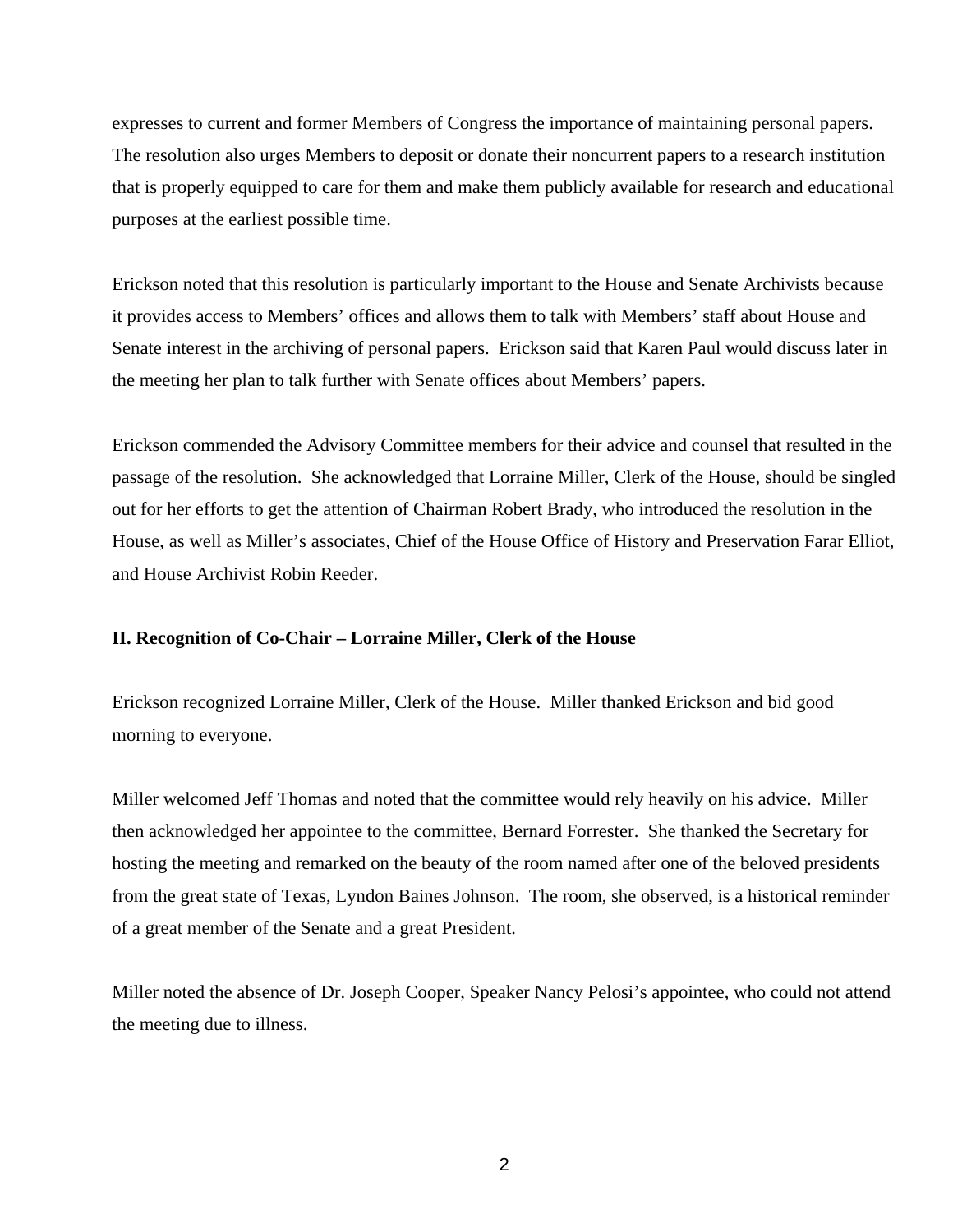expresses to current and former Members of Congress the importance of maintaining personal papers. The resolution also urges Members to deposit or donate their noncurrent papers to a research institution that is properly equipped to care for them and make them publicly available for research and educational purposes at the earliest possible time.

Erickson noted that this resolution is particularly important to the House and Senate Archivists because it provides access to Members' offices and allows them to talk with Members' staff about House and Senate interest in the archiving of personal papers. Erickson said that Karen Paul would discuss later in the meeting her plan to talk further with Senate offices about Members' papers.

Erickson commended the Advisory Committee members for their advice and counsel that resulted in the passage of the resolution. She acknowledged that Lorraine Miller, Clerk of the House, should be singled out for her efforts to get the attention of Chairman Robert Brady, who introduced the resolution in the House, as well as Miller's associates, Chief of the House Office of History and Preservation Farar Elliot, and House Archivist Robin Reeder.

**II. Recognition of Co-Chair – Lorraine Miller, Clerk of the House**

Erickson recognized Lorraine Miller, Clerk of the House. Miller thanked Erickson and bid good morning to everyone.

Miller welcomed Jeff Thomas and noted that the committee would rely heavily on his advice. Miller then acknowledged her appointee to the committee, Bernard Forrester. She thanked the Secretary for hosting the meeting and remarked on the beauty of the room named after one of the beloved presidents from the great state of Texas, Lyndon Baines Johnson. The room, she observed, is a historical reminder of a great member of the Senate and a great President.

Miller noted the absence of Dr. Joseph Cooper, Speaker Nancy Pelosi's appointee, who could not attend the meeting due to illness.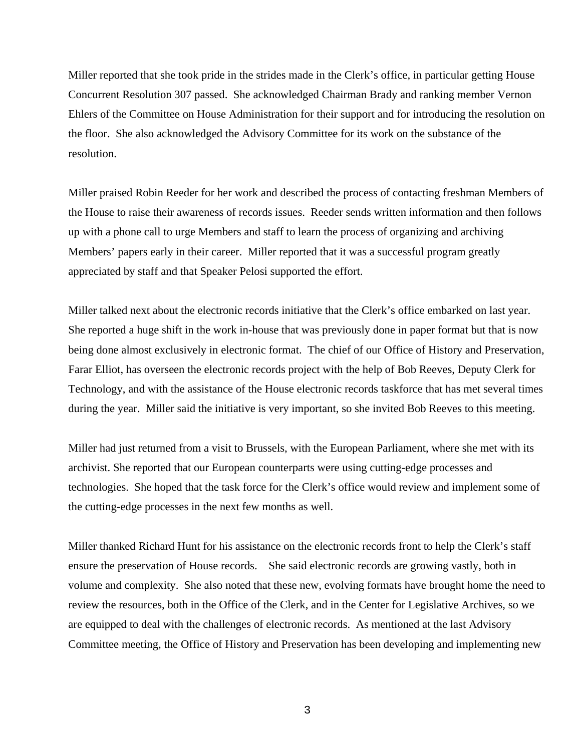Miller reported that she took pride in the strides made in the Clerk's office, in particular getting House Concurrent Resolution 307 passed. She acknowledged Chairman Brady and ranking member Vernon Ehlers of the Committee on House Administration for their support and for introducing the resolution on the floor. She also acknowledged the Advisory Committee for its work on the substance of the resolution.

Miller praised Robin Reeder for her work and described the process of contacting freshman Members of the House to raise their awareness of records issues. Reeder sends written information and then follows up with a phone call to urge Members and staff to learn the process of organizing and archiving Members' papers early in their career. Miller reported that it was a successful program greatly appreciated by staff and that Speaker Pelosi supported the effort.

Miller talked next about the electronic records initiative that the Clerk's office embarked on last year. She reported a huge shift in the work in-house that was previously done in paper format but that is now being done almost exclusively in electronic format. The chief of our Office of History and Preservation, Farar Elliot, has overseen the electronic records project with the help of Bob Reeves, Deputy Clerk for Technology, and with the assistance of the House electronic records taskforce that has met several times during the year. Miller said the initiative is very important, so she invited Bob Reeves to this meeting.

Miller had just returned from a visit to Brussels, with the European Parliament, where she met with its archivist. She reported that our European counterparts were using cutting-edge processes and technologies. She hoped that the task force for the Clerk's office would review and implement some of the cutting-edge processes in the next few months as well.

Miller thanked Richard Hunt for his assistance on the electronic records front to help the Clerk's staff ensure the preservation of House records. She said electronic records are growing vastly, both in volume and complexity. She also noted that these new, evolving formats have brought home the need to review the resources, both in the Office of the Clerk, and in the Center for Legislative Archives, so we are equipped to deal with the challenges of electronic records. As mentioned at the last Advisory Committee meeting, the Office of History and Preservation has been developing and implementing new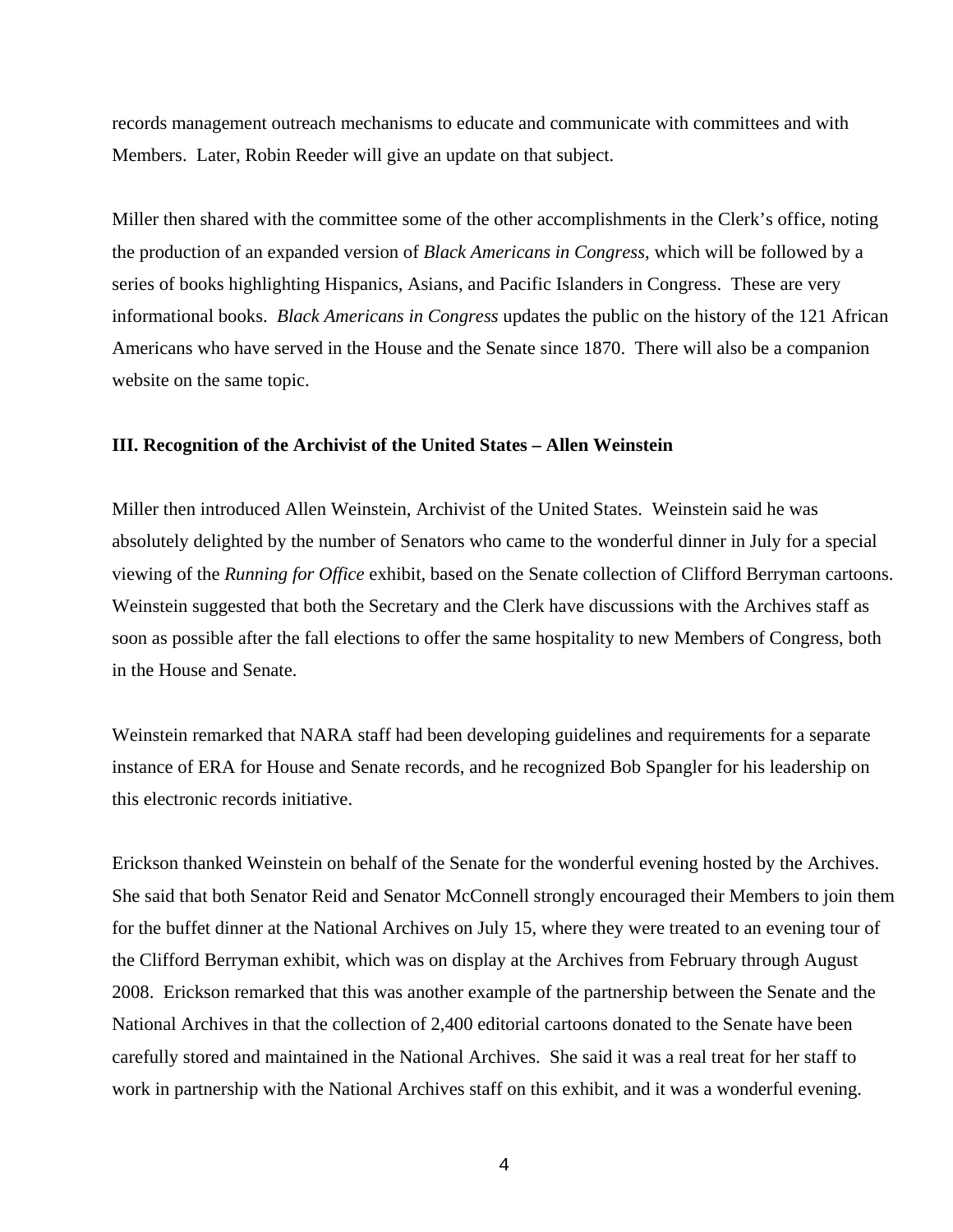records management outreach mechanisms to educate and communicate with committees and with Members. Later, Robin Reeder will give an update on that subject.

Miller then shared with the committee some of the other accomplishments in the Clerk's office, noting the production of an expanded version of *Black Americans in Congress*, which will be followed by a series of books highlighting Hispanics, Asians, and Pacific Islanders in Congress. These are very informational books. *Black Americans in Congress* updates the public on the history of the 121 African Americans who have served in the House and the Senate since 1870. There will also be a companion website on the same topic.

### III. Recognition of the Archivist of the United States – Allen Weinstein

Miller then introduced Allen Weinstein, Archivist of the United States. Weinstein said he was absolutely delighted by the number of Senators who came to the wonderful dinner in July for a special viewing of the *Running for Office* exhibit, based on the Senate collection of Clifford Berryman cartoons. Weinstein suggested that both the Secretary and the Clerk have discussions with the Archives staff as soon as possible after the fall elections to offer the same hospitality to new Members of Congress, both in the House and Senate.

Weinstein remarked that NARA staff had been developing guidelines and requirements for a separate instance of ERA for House and Senate records, and he recognized Bob Spangler for his leadership on this electronic records initiative.

Erickson thanked Weinstein on behalf of the Senate for the wonderful evening hosted by the Archives. She said that both Senator Reid and Senator McConnell strongly encouraged their Members to join them for the buffet dinner at the National Archives on July 15, where they were treated to an evening tour of the Clifford Berryman exhibit, which was on display at the Archives from February through August 2008. Erickson remarked that this was another example of the partnership between the Senate and the National Archives in that the collection of 2,400 editorial cartoons donated to the Senate have been carefully stored and maintained in the National Archives. She said it was a real treat for her staff to work in partnership with the National Archives staff on this exhibit, and it was a wonderful evening.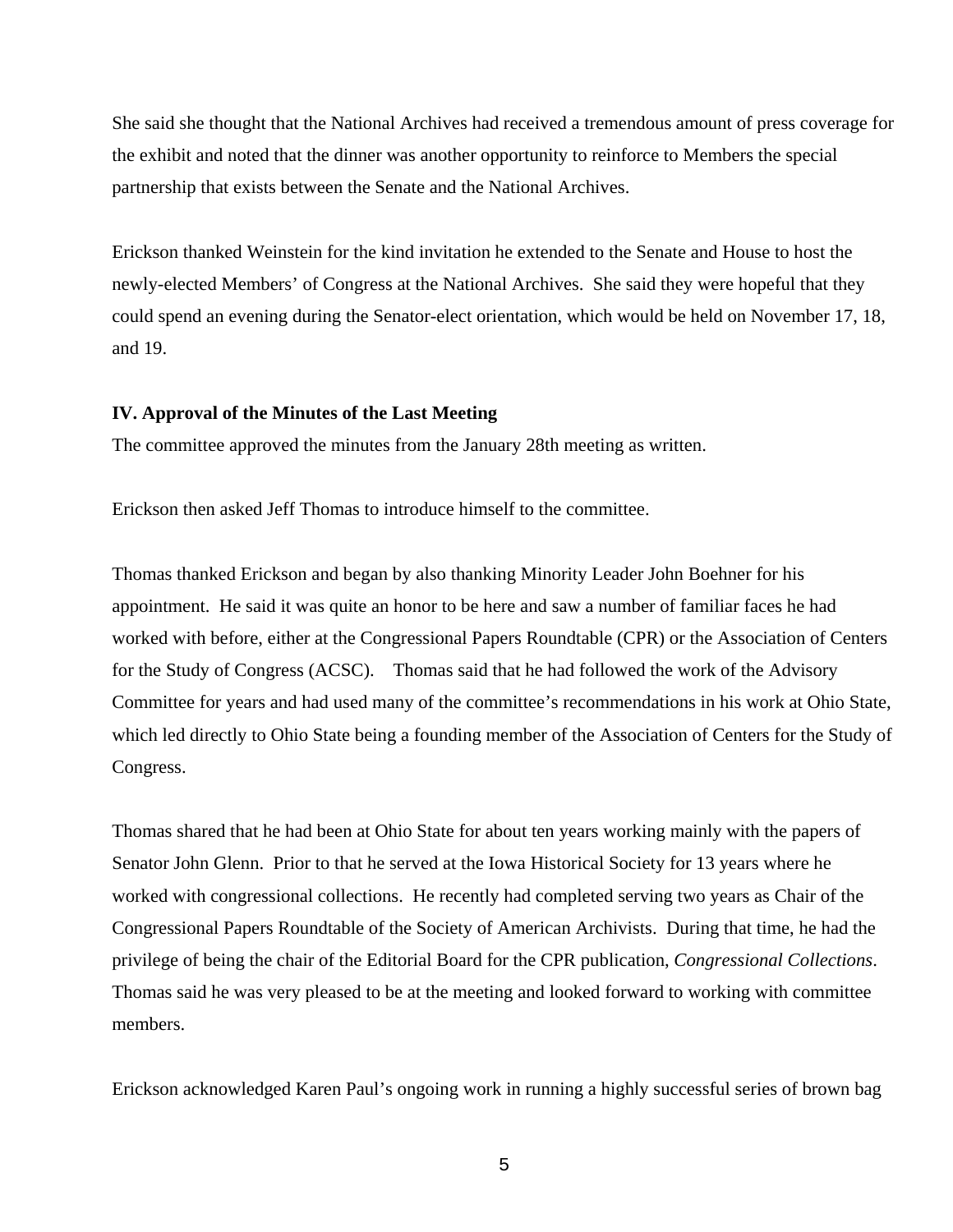She said she thought that the National Archives had received a tremendous amount of press coverage for the exhibit and noted that the dinner was another opportunity to reinforce to Members the special partnership that exists between the Senate and the National Archives.

Erickson thanked Weinstein for the kind invitation he extended to the Senate and House to host the newly-elected Members' of Congress at the National Archives. She said they were hopeful that they could spend an evening during the Senator-elect orientation, which would be held on November 17, 18, and 19.

**IV. Approval of the Minutes of the Last Meeting**

The committee approved the minutes from the January 28th meeting as written.

Erickson then asked Jeff Thomas to introduce himself to the committee.

Thomas thanked Erickson and began by also thanking Minority Leader John Boehner for his appointment. He said it was quite an honor to be here and saw a number of familiar faces he had worked with before, either at the Congressional Papers Roundtable (CPR) or the Association of Centers for the Study of Congress (ACSC). Thomas said that he had followed the work of the Advisory Committee for years and had used many of the committee's recommendations in his work at Ohio State, which led directly to Ohio State being a founding member of the Association of Centers for the Study of Congress.

Thomas shared that he had been at Ohio State for about ten years working mainly with the papers of Senator John Glenn. Prior to that he served at the Iowa Historical Society for 13 years where he worked with congressional collections. He recently had completed serving two years as Chair of the Congressional Papers Roundtable of the Society of American Archivists. During that time, he had the privilege of being the chair of the Editorial Board for the CPR publication, *Congressional Collections*. Thomas said he was very pleased to be at the meeting and looked forward to working with committee members.

Erickson acknowledged Karen Paul's ongoing work in running a highly successful series of brown bag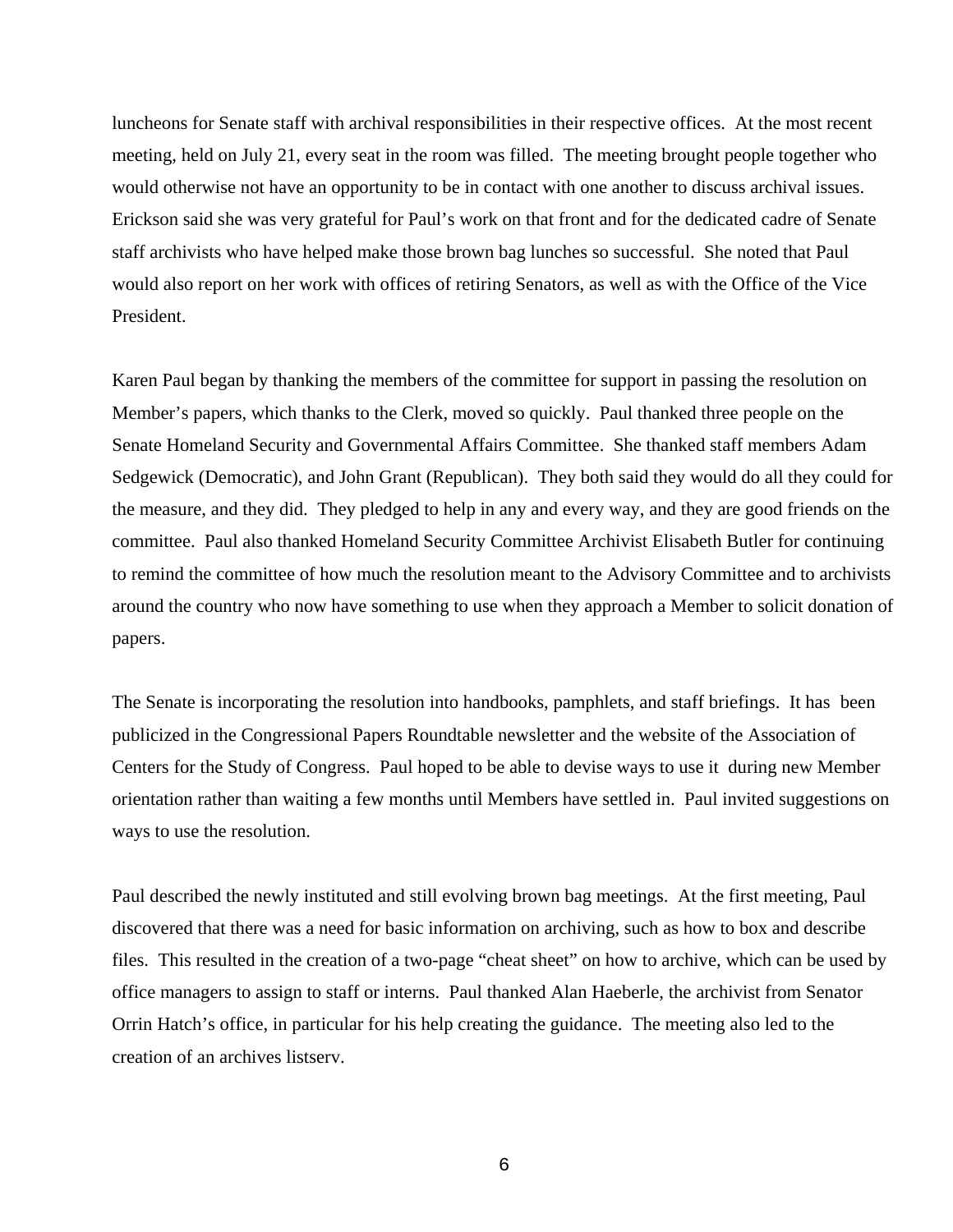luncheons for Senate staff with archival responsibilities in their respective offices. At the most recent meeting, held on July 21, every seat in the room was filled. The meeting brought people together who would otherwise not have an opportunity to be in contact with one another to discuss archival issues. Erickson said she was very grateful for Paul's work on that front and for the dedicated cadre of Senate staff archivists who have helped make those brown bag lunches so successful. She noted that Paul would also report on her work with offices of retiring Senators, as well as with the Office of the Vice President.

Karen Paul began by thanking the members of the committee for support in passing the resolution on Member's papers, which thanks to the Clerk, moved so quickly. Paul thanked three people on the Senate Homeland Security and Governmental Affairs Committee. She thanked staff members Adam Sedgewick (Democratic), and John Grant (Republican). They both said they would do all they could for the measure, and they did. They pledged to help in any and every way, and they are good friends on the committee. Paul also thanked Homeland Security Committee Archivist Elisabeth Butler for continuing to remind the committee of how much the resolution meant to the Advisory Committee and to archivists around the country who now have something to use when they approach a Member to solicit donation of papers.

The Senate is incorporating the resolution into handbooks, pamphlets, and staff briefings. It has been publicized in the Congressional Papers Roundtable newsletter and the website of the Association of Centers for the Study of Congress. Paul hoped to be able to devise ways to use it during new Member orientation rather than waiting a few months until Members have settled in. Paul invited suggestions on ways to use the resolution.

Paul described the newly instituted and still evolving brown bag meetings. At the first meeting, Paul discovered that there was a need for basic information on archiving, such as how to box and describe files. This resulted in the creation of a two-page "cheat sheet" on how to archive, which can be used by office managers to assign to staff or interns. Paul thanked Alan Haeberle, the archivist from Senator Orrin Hatch's office, in particular for his help creating the guidance. The meeting also led to the creation of an archives listserv.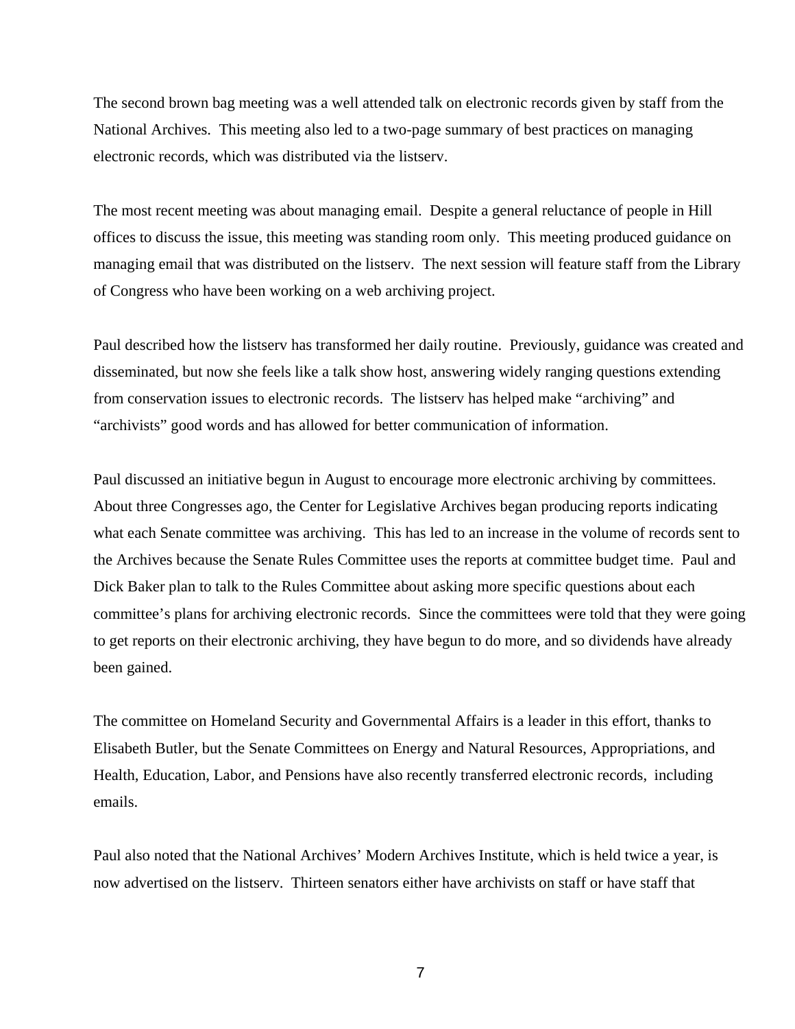The second brown bag meeting was a well attended talk on electronic records given by staff from the National Archives. This meeting also led to a two-page summary of best practices on managing electronic records, which was distributed via the listserv.

The most recent meeting was about managing email. Despite a general reluctance of people in Hill offices to discuss the issue, this meeting was standing room only. This meeting produced guidance on managing email that was distributed on the listserv. The next session will feature staff from the Library of Congress who have been working on a web archiving project.

Paul described how the listserv has transformed her daily routine. Previously, guidance was created and disseminated, but now she feels like a talk show host, answering widely ranging questions extending from conservation issues to electronic records. The listserv has helped make "archiving" and "archivists" good words and has allowed for better communication of information.

Paul discussed an initiative begun in August to encourage more electronic archiving by committees. About three Congresses ago, the Center for Legislative Archives began producing reports indicating what each Senate committee was archiving. This has led to an increase in the volume of records sent to the Archives because the Senate Rules Committee uses the reports at committee budget time. Paul and Dick Baker plan to talk to the Rules Committee about asking more specific questions about each committee's plans for archiving electronic records. Since the committees were told that they were going to get reports on their electronic archiving, they have begun to do more, and so dividends have already been gained.

The committee on Homeland Security and Governmental Affairs is a leader in this effort, thanks to Elisabeth Butler, but the Senate Committees on Energy and Natural Resources, Appropriations, and Health, Education, Labor, and Pensions have also recently transferred electronic records, including emails.

Paul also noted that the National Archives' Modern Archives Institute, which is held twice a year, is now advertised on the listserv. Thirteen senators either have archivists on staff or have staff that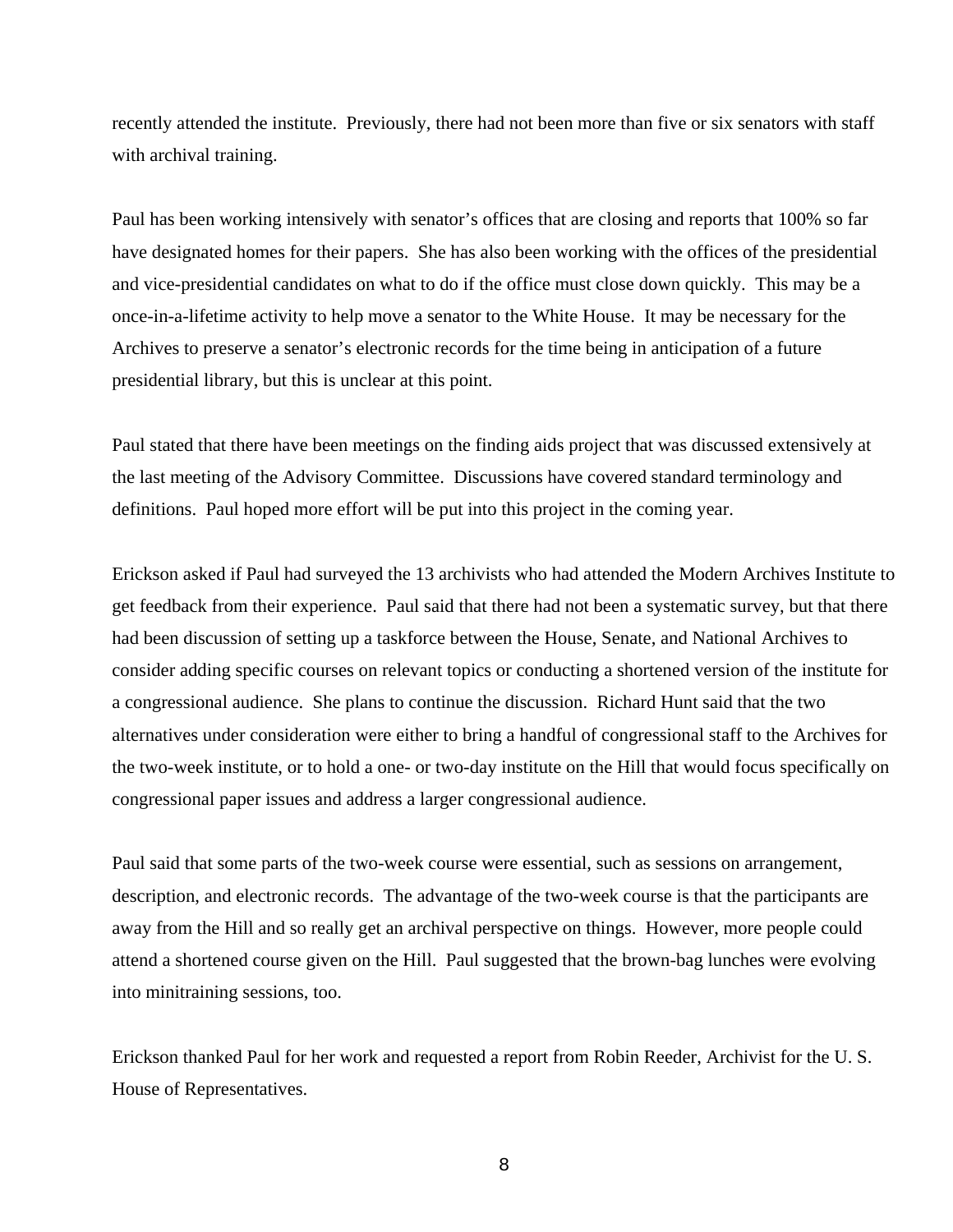recently attended the institute.  Previously, there had not been more than five or six senators with staff with archival training.

Paul has been working intensively with senator's offices that are closing and reports that 100% so far have designated homes for their papers.  She has also been working with the offices of the presidential and vice-presidential candidates on what to do if the office must close down quickly.  This may be a once-in-a-lifetime activity to help move a senator to the White House.  It may be necessary for the Archives to preserve a senator's electronic records for the time being in anticipation of a future presidential library, but this is unclear at this point.

Paul stated that there have been meetings on the finding aids project that was discussed extensively at the last meeting of the Advisory Committee.  Discussions have covered standard terminology and definitions.  Paul hoped more effort will be put into this project in the coming year.

Erickson asked if Paul had surveyed the 13 archivists who had attended the Modern Archives Institute to get feedback from their experience.  Paul said that there had not been a systematic survey, but that there had been discussion of setting up a taskforce between the House, Senate, and National Archives to consider adding specific courses on relevant topics or conducting a shortened version of the institute for a congressional audience.  She plans to continue the discussion.  Richard Hunt said that the two alternatives under consideration were either to bring a handful of congressional staff to the Archives for the two-week institute, or to hold a one- or two-day institute on the Hill that would focus specifically on congressional paper issues and address a larger congressional audience.

Paul said that some parts of the two-week course were essential, such as sessions on arrangement, description, and electronic records.  The advantage of the two-week course is that the participants are away from the Hill and so really get an archival perspective on things.  However, more people could attend a shortened course given on the Hill.  Paul suggested that the brown-bag lunches were evolving into minitraining sessions, too.

Erickson thanked Paul for her work and requested a report from Robin Reeder, Archivist for the U. S. House of Representatives.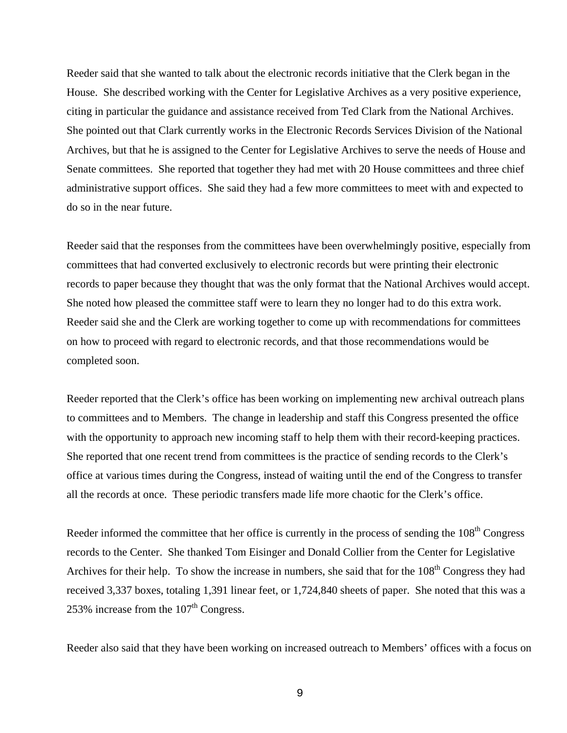Reeder said that she wanted to talk about the electronic records initiative that the Clerk began in the House. She described working with the Center for Legislative Archives as a very positive experience, citing in particular the guidance and assistance received from Ted Clark from the National Archives. She pointed out that Clark currently works in the Electronic Records Services Division of the National Archives, but that he is assigned to the Center for Legislative Archives to serve the needs of House and Senate committees. She reported that together they had met with 20 House committees and three chief administrative support offices. She said they had a few more committees to meet with and expected to do so in the near future.

Reeder said that the responses from the committees have been overwhelmingly positive, especially from committees that had converted exclusively to electronic records but were printing their electronic records to paper because they thought that was the only format that the National Archives would accept. She noted how pleased the committee staff were to learn they no longer had to do this extra work. Reeder said she and the Clerk are working together to come up with recommendations for committees on how to proceed with regard to electronic records, and that those recommendations would be completed soon.

Reeder reported that the Clerk's office has been working on implementing new archival outreach plans to committees and to Members. The change in leadership and staff this Congress presented the office with the opportunity to approach new incoming staff to help them with their record-keeping practices. She reported that one recent trend from committees is the practice of sending records to the Clerk's office at various times during the Congress, instead of waiting until the end of the Congress to transfer all the records at once. These periodic transfers made life more chaotic for the Clerk's office.

Reeder informed the committee that her office is currently in the process of sending the 108th Congress records to the Center. She thanked Tom Eisinger and Donald Collier from the Center for Legislative Archives for their help. To show the increase in numbers, she said that for the 108th Congress they had received 3,337 boxes, totaling 1,391 linear feet, or 1,724,840 sheets of paper. She noted that this was a 253% increase from the 107th Congress.

Reeder also said that they have been working on increased outreach to Members' offices with a focus on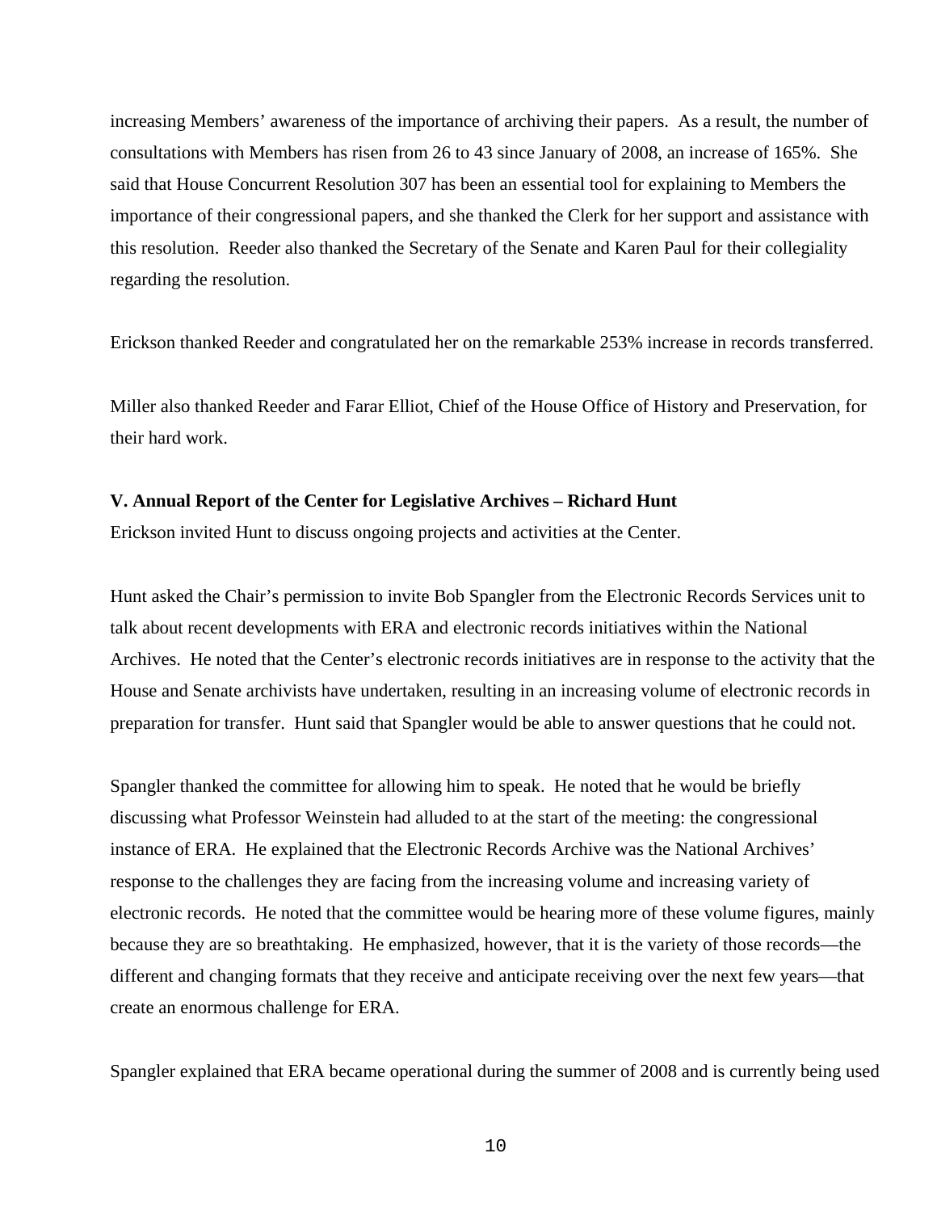increasing Members' awareness of the importance of archiving their papers. As a result, the number of consultations with Members has risen from 26 to 43 since January of 2008, an increase of 165%. She said that House Concurrent Resolution 307 has been an essential tool for explaining to Members the importance of their congressional papers, and she thanked the Clerk for her support and assistance with this resolution. Reeder also thanked the Secretary of the Senate and Karen Paul for their collegiality regarding the resolution.

Erickson thanked Reeder and congratulated her on the remarkable 253% increase in records transferred.

Miller also thanked Reeder and Farar Elliot, Chief of the House Office of History and Preservation, for their hard work.

**V. Annual Report of the Center for Legislative Archives – Richard Hunt**

Erickson invited Hunt to discuss ongoing projects and activities at the Center.

Hunt asked the Chair's permission to invite Bob Spangler from the Electronic Records Services unit to talk about recent developments with ERA and electronic records initiatives within the National Archives. He noted that the Center's electronic records initiatives are in response to the activity that the House and Senate archivists have undertaken, resulting in an increasing volume of electronic records in preparation for transfer. Hunt said that Spangler would be able to answer questions that he could not.

Spangler thanked the committee for allowing him to speak. He noted that he would be briefly discussing what Professor Weinstein had alluded to at the start of the meeting: the congressional instance of ERA. He explained that the Electronic Records Archive was the National Archives' response to the challenges they are facing from the increasing volume and increasing variety of electronic records. He noted that the committee would be hearing more of these volume figures, mainly because they are so breathtaking. He emphasized, however, that it is the variety of those records—the different and changing formats that they receive and anticipate receiving over the next few years—that create an enormous challenge for ERA.

Spangler explained that ERA became operational during the summer of 2008 and is currently being used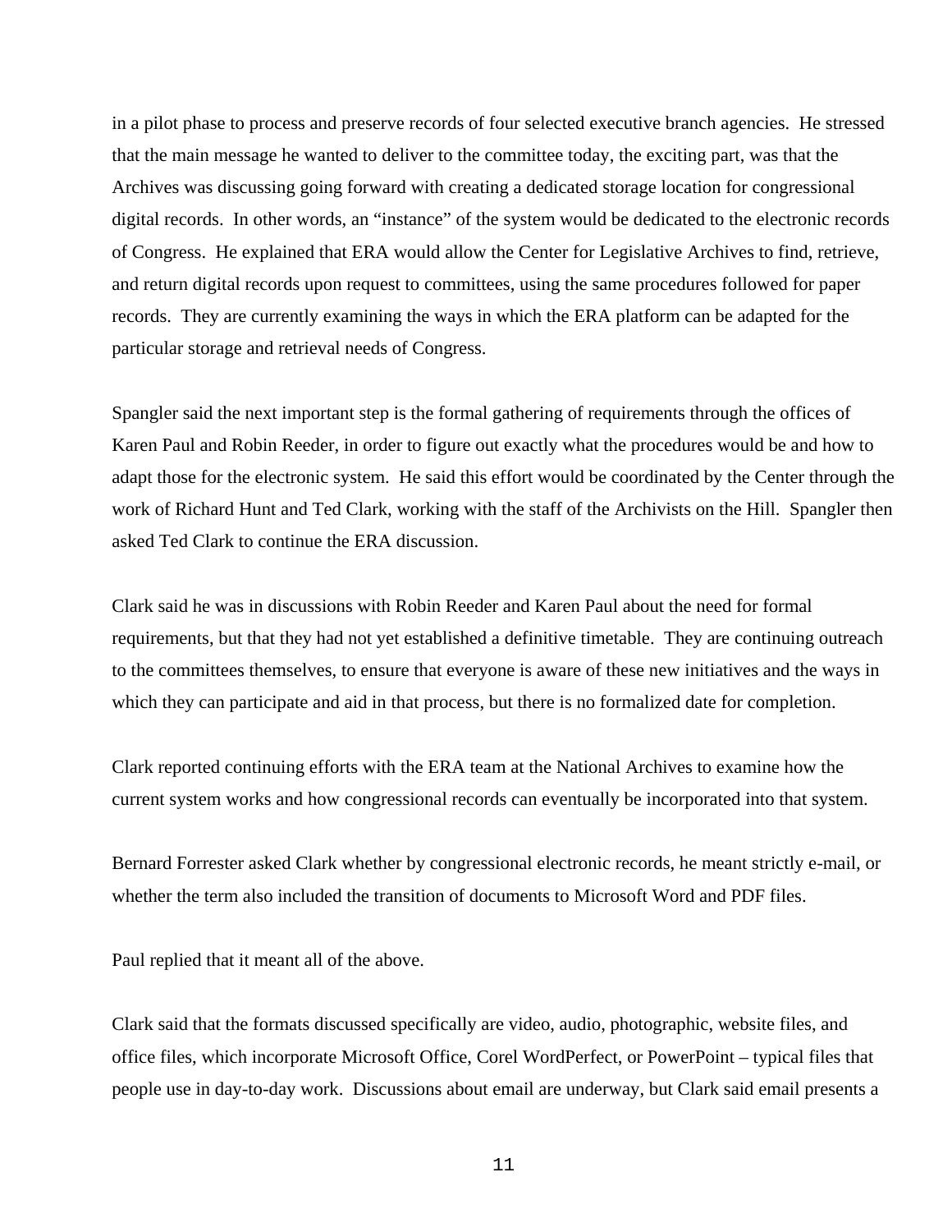in a pilot phase to process and preserve records of four selected executive branch agencies. He stressed that the main message he wanted to deliver to the committee today, the exciting part, was that the Archives was discussing going forward with creating a dedicated storage location for congressional digital records. In other words, an "instance" of the system would be dedicated to the electronic records of Congress. He explained that ERA would allow the Center for Legislative Archives to find, retrieve, and return digital records upon request to committees, using the same procedures followed for paper records. They are currently examining the ways in which the ERA platform can be adapted for the particular storage and retrieval needs of Congress.

Spangler said the next important step is the formal gathering of requirements through the offices of Karen Paul and Robin Reeder, in order to figure out exactly what the procedures would be and how to adapt those for the electronic system. He said this effort would be coordinated by the Center through the work of Richard Hunt and Ted Clark, working with the staff of the Archivists on the Hill. Spangler then asked Ted Clark to continue the ERA discussion.

Clark said he was in discussions with Robin Reeder and Karen Paul about the need for formal requirements, but that they had not yet established a definitive timetable. They are continuing outreach to the committees themselves, to ensure that everyone is aware of these new initiatives and the ways in which they can participate and aid in that process, but there is no formalized date for completion.

Clark reported continuing efforts with the ERA team at the National Archives to examine how the current system works and how congressional records can eventually be incorporated into that system.

Bernard Forrester asked Clark whether by congressional electronic records, he meant strictly e-mail, or whether the term also included the transition of documents to Microsoft Word and PDF files.

Paul replied that it meant all of the above.

Clark said that the formats discussed specifically are video, audio, photographic, website files, and office files, which incorporate Microsoft Office, Corel WordPerfect, or PowerPoint – typical files that people use in day-to-day work. Discussions about email are underway, but Clark said email presents a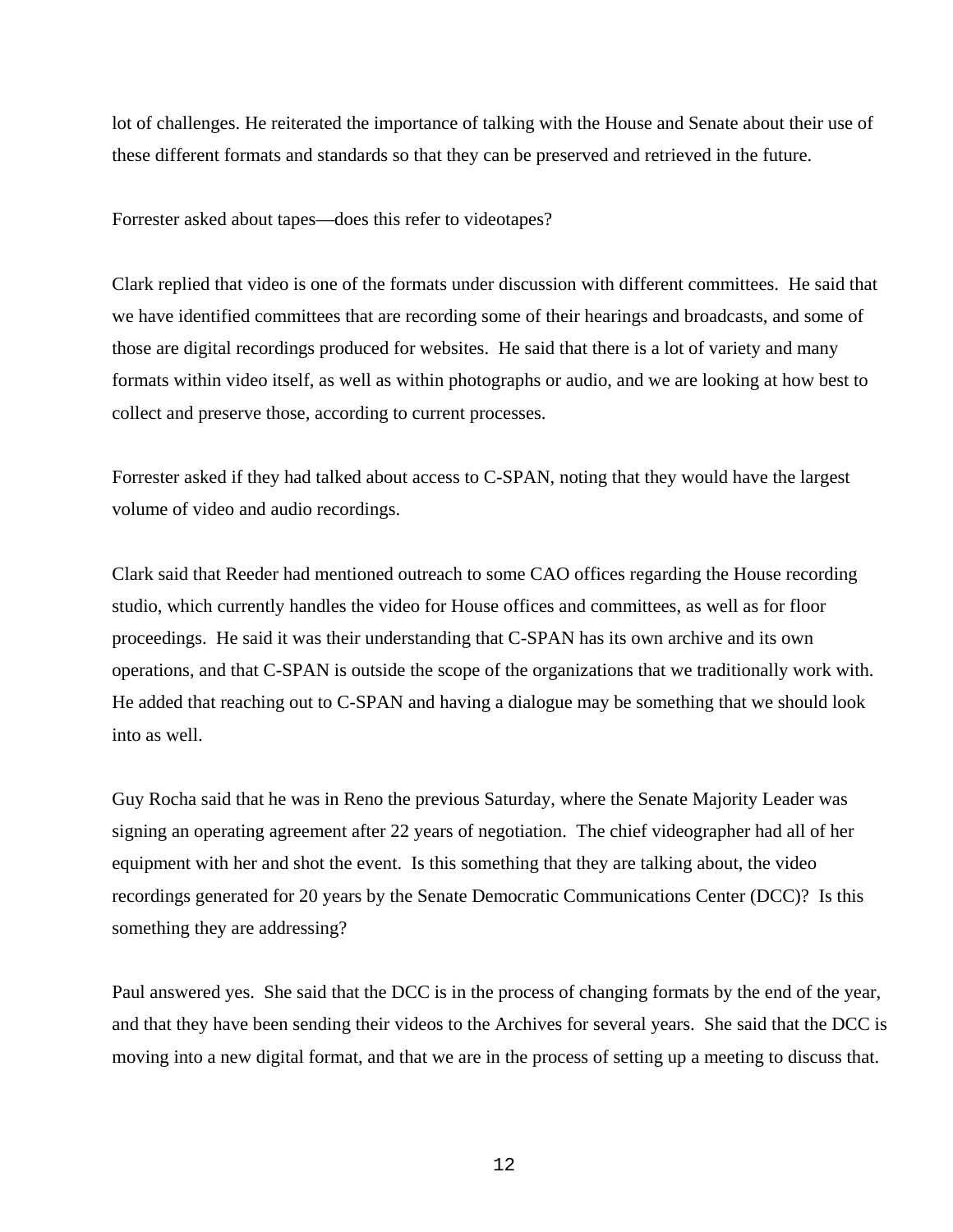lot of challenges. He reiterated the importance of talking with the House and Senate about their use of these different formats and standards so that they can be preserved and retrieved in the future.

Forrester asked about tapes—does this refer to videotapes?

Clark replied that video is one of the formats under discussion with different committees. He said that we have identified committees that are recording some of their hearings and broadcasts, and some of those are digital recordings produced for websites. He said that there is a lot of variety and many formats within video itself, as well as within photographs or audio, and we are looking at how best to collect and preserve those, according to current processes.

Forrester asked if they had talked about access to C-SPAN, noting that they would have the largest volume of video and audio recordings.

Clark said that Reeder had mentioned outreach to some CAO offices regarding the House recording studio, which currently handles the video for House offices and committees, as well as for floor proceedings. He said it was their understanding that C-SPAN has its own archive and its own operations, and that C-SPAN is outside the scope of the organizations that we traditionally work with. He added that reaching out to C-SPAN and having a dialogue may be something that we should look into as well.

Guy Rocha said that he was in Reno the previous Saturday, where the Senate Majority Leader was signing an operating agreement after 22 years of negotiation. The chief videographer had all of her equipment with her and shot the event. Is this something that they are talking about, the video recordings generated for 20 years by the Senate Democratic Communications Center (DCC)? Is this something they are addressing?

Paul answered yes. She said that the DCC is in the process of changing formats by the end of the year, and that they have been sending their videos to the Archives for several years. She said that the DCC is moving into a new digital format, and that we are in the process of setting up a meeting to discuss that.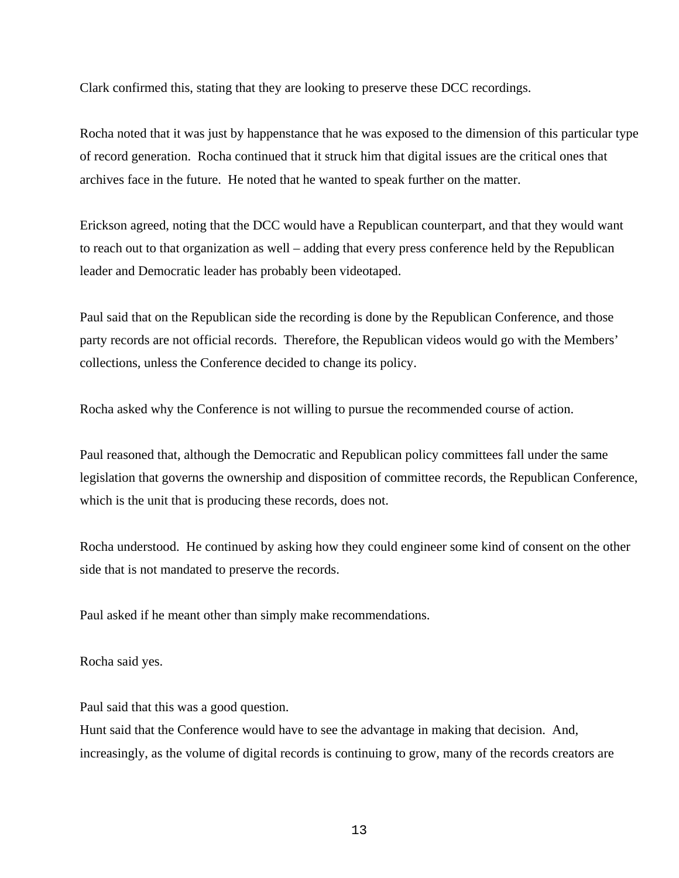Clark confirmed this, stating that they are looking to preserve these DCC recordings.

Rocha noted that it was just by happenstance that he was exposed to the dimension of this particular type of record generation. Rocha continued that it struck him that digital issues are the critical ones that archives face in the future. He noted that he wanted to speak further on the matter.

Erickson agreed, noting that the DCC would have a Republican counterpart, and that they would want to reach out to that organization as well – adding that every press conference held by the Republican leader and Democratic leader has probably been videotaped.

Paul said that on the Republican side the recording is done by the Republican Conference, and those party records are not official records. Therefore, the Republican videos would go with the Members' collections, unless the Conference decided to change its policy.

Rocha asked why the Conference is not willing to pursue the recommended course of action.

Paul reasoned that, although the Democratic and Republican policy committees fall under the same legislation that governs the ownership and disposition of committee records, the Republican Conference, which is the unit that is producing these records, does not.

Rocha understood. He continued by asking how they could engineer some kind of consent on the other side that is not mandated to preserve the records.

Paul asked if he meant other than simply make recommendations.

Rocha said yes.

Paul said that this was a good question.

Hunt said that the Conference would have to see the advantage in making that decision. And, increasingly, as the volume of digital records is continuing to grow, many of the records creators are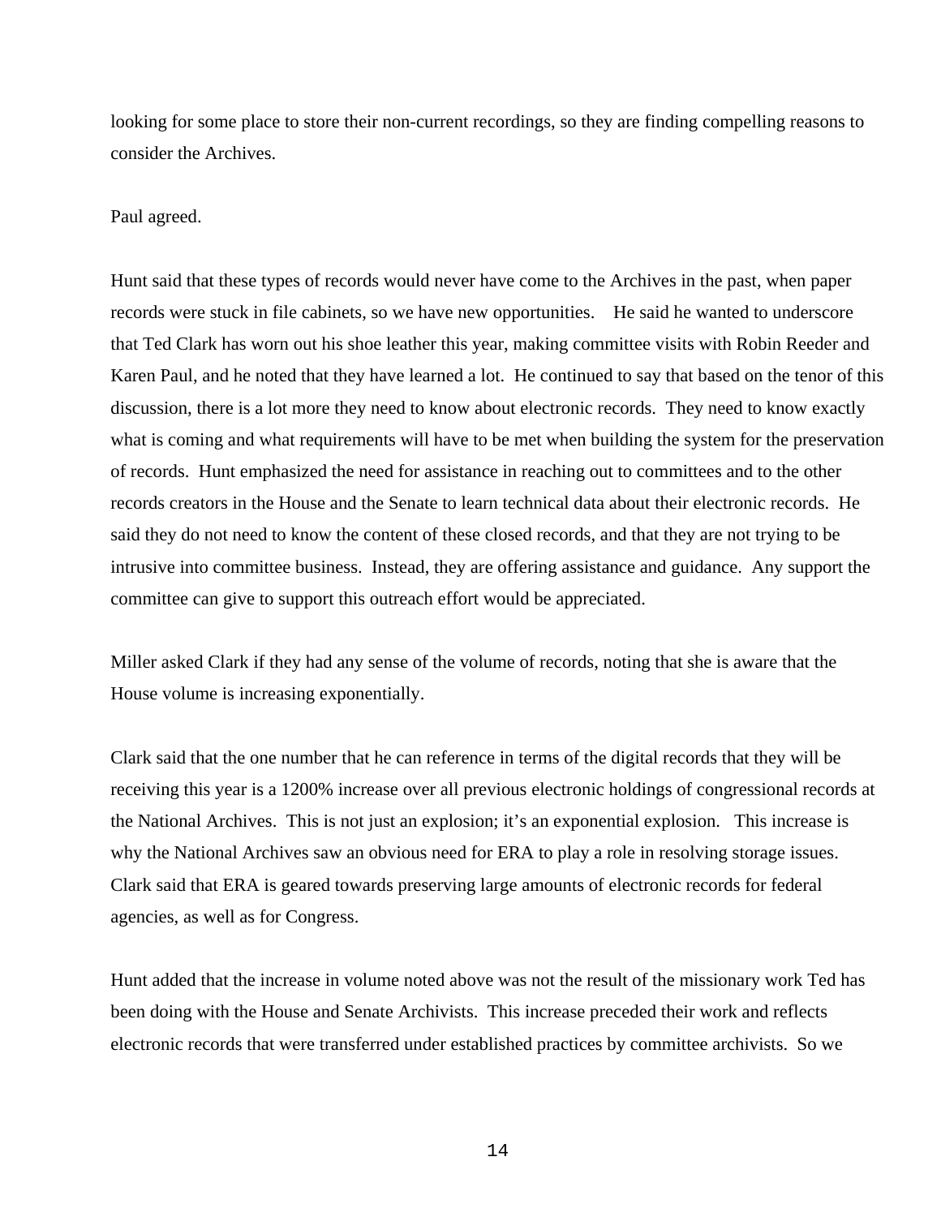looking for some place to store their non-current recordings, so they are finding compelling reasons to consider the Archives.

Paul agreed.

Hunt said that these types of records would never have come to the Archives in the past, when paper records were stuck in file cabinets, so we have new opportunities. He said he wanted to underscore that Ted Clark has worn out his shoe leather this year, making committee visits with Robin Reeder and Karen Paul, and he noted that they have learned a lot. He continued to say that based on the tenor of this discussion, there is a lot more they need to know about electronic records. They need to know exactly what is coming and what requirements will have to be met when building the system for the preservation of records. Hunt emphasized the need for assistance in reaching out to committees and to the other records creators in the House and the Senate to learn technical data about their electronic records. He said they do not need to know the content of these closed records, and that they are not trying to be intrusive into committee business. Instead, they are offering assistance and guidance. Any support the committee can give to support this outreach effort would be appreciated.

Miller asked Clark if they had any sense of the volume of records, noting that she is aware that the House volume is increasing exponentially.

Clark said that the one number that he can reference in terms of the digital records that they will be receiving this year is a 1200% increase over all previous electronic holdings of congressional records at the National Archives. This is not just an explosion; it's an exponential explosion. This increase is why the National Archives saw an obvious need for ERA to play a role in resolving storage issues. Clark said that ERA is geared towards preserving large amounts of electronic records for federal agencies, as well as for Congress.

Hunt added that the increase in volume noted above was not the result of the missionary work Ted has been doing with the House and Senate Archivists. This increase preceded their work and reflects electronic records that were transferred under established practices by committee archivists. So we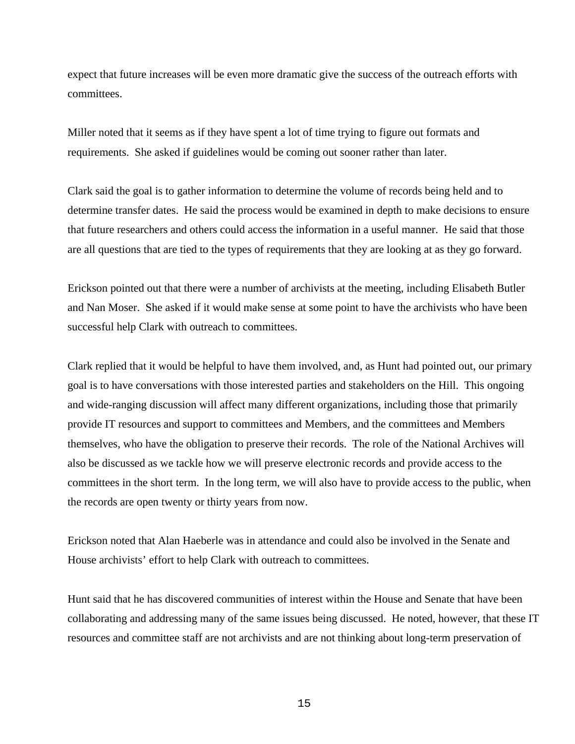expect that future increases will be even more dramatic give the success of the outreach efforts with committees.

Miller noted that it seems as if they have spent a lot of time trying to figure out formats and requirements. She asked if guidelines would be coming out sooner rather than later.

Clark said the goal is to gather information to determine the volume of records being held and to determine transfer dates. He said the process would be examined in depth to make decisions to ensure that future researchers and others could access the information in a useful manner. He said that those are all questions that are tied to the types of requirements that they are looking at as they go forward.

Erickson pointed out that there were a number of archivists at the meeting, including Elisabeth Butler and Nan Moser. She asked if it would make sense at some point to have the archivists who have been successful help Clark with outreach to committees.

Clark replied that it would be helpful to have them involved, and, as Hunt had pointed out, our primary goal is to have conversations with those interested parties and stakeholders on the Hill. This ongoing and wide-ranging discussion will affect many different organizations, including those that primarily provide IT resources and support to committees and Members, and the committees and Members themselves, who have the obligation to preserve their records. The role of the National Archives will also be discussed as we tackle how we will preserve electronic records and provide access to the committees in the short term. In the long term, we will also have to provide access to the public, when the records are open twenty or thirty years from now.

Erickson noted that Alan Haeberle was in attendance and could also be involved in the Senate and House archivists' effort to help Clark with outreach to committees.

Hunt said that he has discovered communities of interest within the House and Senate that have been collaborating and addressing many of the same issues being discussed. He noted, however, that these IT resources and committee staff are not archivists and are not thinking about long-term preservation of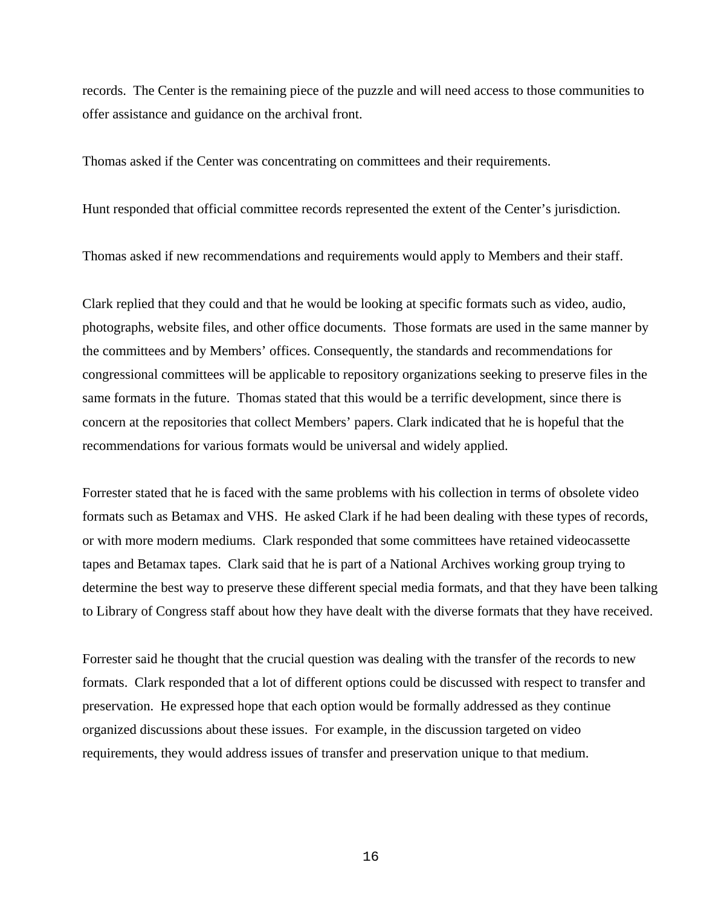records. The Center is the remaining piece of the puzzle and will need access to those communities to offer assistance and guidance on the archival front.

Thomas asked if the Center was concentrating on committees and their requirements.

Hunt responded that official committee records represented the extent of the Center's jurisdiction.

Thomas asked if new recommendations and requirements would apply to Members and their staff.

Clark replied that they could and that he would be looking at specific formats such as video, audio, photographs, website files, and other office documents. Those formats are used in the same manner by the committees and by Members' offices. Consequently, the standards and recommendations for congressional committees will be applicable to repository organizations seeking to preserve files in the same formats in the future. Thomas stated that this would be a terrific development, since there is concern at the repositories that collect Members' papers. Clark indicated that he is hopeful that the recommendations for various formats would be universal and widely applied.

Forrester stated that he is faced with the same problems with his collection in terms of obsolete video formats such as Betamax and VHS. He asked Clark if he had been dealing with these types of records, or with more modern mediums. Clark responded that some committees have retained videocassette tapes and Betamax tapes. Clark said that he is part of a National Archives working group trying to determine the best way to preserve these different special media formats, and that they have been talking to Library of Congress staff about how they have dealt with the diverse formats that they have received.

Forrester said he thought that the crucial question was dealing with the transfer of the records to new formats. Clark responded that a lot of different options could be discussed with respect to transfer and preservation. He expressed hope that each option would be formally addressed as they continue organized discussions about these issues. For example, in the discussion targeted on video requirements, they would address issues of transfer and preservation unique to that medium.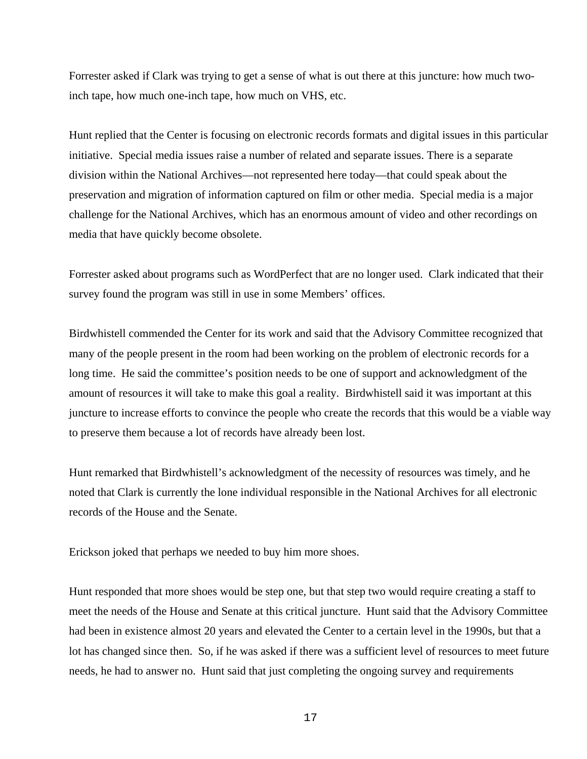Forrester asked if Clark was trying to get a sense of what is out there at this juncture: how much two-inch tape, how much one-inch tape, how much on VHS, etc.

Hunt replied that the Center is focusing on electronic records formats and digital issues in this particular initiative. Special media issues raise a number of related and separate issues. There is a separate division within the National Archives—not represented here today—that could speak about the preservation and migration of information captured on film or other media. Special media is a major challenge for the National Archives, which has an enormous amount of video and other recordings on media that have quickly become obsolete.

Forrester asked about programs such as WordPerfect that are no longer used. Clark indicated that their survey found the program was still in use in some Members' offices.

Birdwhistell commended the Center for its work and said that the Advisory Committee recognized that many of the people present in the room had been working on the problem of electronic records for a long time. He said the committee's position needs to be one of support and acknowledgment of the amount of resources it will take to make this goal a reality. Birdwhistell said it was important at this juncture to increase efforts to convince the people who create the records that this would be a viable way to preserve them because a lot of records have already been lost.

Hunt remarked that Birdwhistell's acknowledgment of the necessity of resources was timely, and he noted that Clark is currently the lone individual responsible in the National Archives for all electronic records of the House and the Senate.

Erickson joked that perhaps we needed to buy him more shoes.

Hunt responded that more shoes would be step one, but that step two would require creating a staff to meet the needs of the House and Senate at this critical juncture. Hunt said that the Advisory Committee had been in existence almost 20 years and elevated the Center to a certain level in the 1990s, but that a lot has changed since then. So, if he was asked if there was a sufficient level of resources to meet future needs, he had to answer no. Hunt said that just completing the ongoing survey and requirements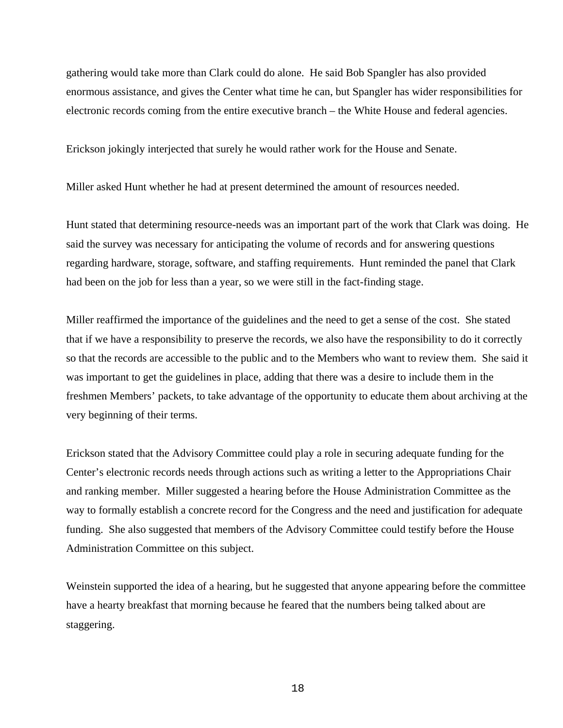gathering would take more than Clark could do alone. He said Bob Spangler has also provided enormous assistance, and gives the Center what time he can, but Spangler has wider responsibilities for electronic records coming from the entire executive branch – the White House and federal agencies.

Erickson jokingly interjected that surely he would rather work for the House and Senate.

Miller asked Hunt whether he had at present determined the amount of resources needed.

Hunt stated that determining resource-needs was an important part of the work that Clark was doing. He said the survey was necessary for anticipating the volume of records and for answering questions regarding hardware, storage, software, and staffing requirements. Hunt reminded the panel that Clark had been on the job for less than a year, so we were still in the fact-finding stage.

Miller reaffirmed the importance of the guidelines and the need to get a sense of the cost. She stated that if we have a responsibility to preserve the records, we also have the responsibility to do it correctly so that the records are accessible to the public and to the Members who want to review them. She said it was important to get the guidelines in place, adding that there was a desire to include them in the freshmen Members' packets, to take advantage of the opportunity to educate them about archiving at the very beginning of their terms.

Erickson stated that the Advisory Committee could play a role in securing adequate funding for the Center's electronic records needs through actions such as writing a letter to the Appropriations Chair and ranking member. Miller suggested a hearing before the House Administration Committee as the way to formally establish a concrete record for the Congress and the need and justification for adequate funding. She also suggested that members of the Advisory Committee could testify before the House Administration Committee on this subject.

Weinstein supported the idea of a hearing, but he suggested that anyone appearing before the committee have a hearty breakfast that morning because he feared that the numbers being talked about are staggering.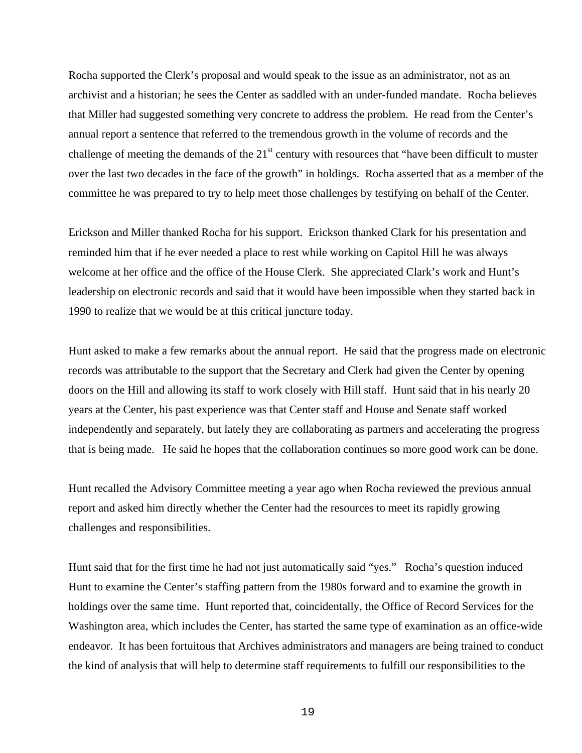Rocha supported the Clerk's proposal and would speak to the issue as an administrator, not as an archivist and a historian; he sees the Center as saddled with an under-funded mandate. Rocha believes that Miller had suggested something very concrete to address the problem. He read from the Center's annual report a sentence that referred to the tremendous growth in the volume of records and the challenge of meeting the demands of the 21st century with resources that "have been difficult to muster over the last two decades in the face of the growth" in holdings. Rocha asserted that as a member of the committee he was prepared to try to help meet those challenges by testifying on behalf of the Center.

Erickson and Miller thanked Rocha for his support. Erickson thanked Clark for his presentation and reminded him that if he ever needed a place to rest while working on Capitol Hill he was always welcome at her office and the office of the House Clerk. She appreciated Clark's work and Hunt's leadership on electronic records and said that it would have been impossible when they started back in 1990 to realize that we would be at this critical juncture today.

Hunt asked to make a few remarks about the annual report. He said that the progress made on electronic records was attributable to the support that the Secretary and Clerk had given the Center by opening doors on the Hill and allowing its staff to work closely with Hill staff. Hunt said that in his nearly 20 years at the Center, his past experience was that Center staff and House and Senate staff worked independently and separately, but lately they are collaborating as partners and accelerating the progress that is being made. He said he hopes that the collaboration continues so more good work can be done.

Hunt recalled the Advisory Committee meeting a year ago when Rocha reviewed the previous annual report and asked him directly whether the Center had the resources to meet its rapidly growing challenges and responsibilities.

Hunt said that for the first time he had not just automatically said "yes." Rocha's question induced Hunt to examine the Center's staffing pattern from the 1980s forward and to examine the growth in holdings over the same time. Hunt reported that, coincidentally, the Office of Record Services for the Washington area, which includes the Center, has started the same type of examination as an office-wide endeavor. It has been fortuitous that Archives administrators and managers are being trained to conduct the kind of analysis that will help to determine staff requirements to fulfill our responsibilities to the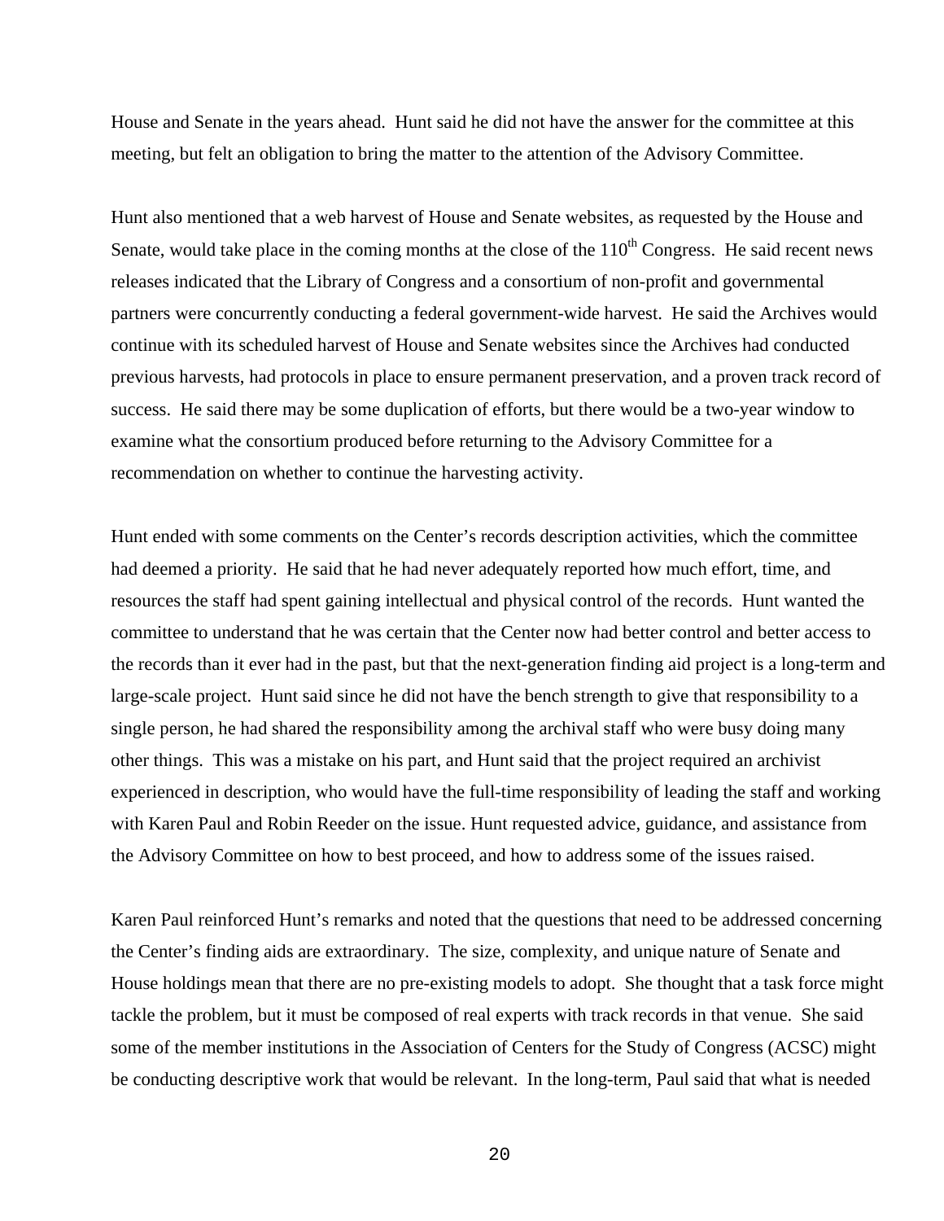House and Senate in the years ahead. Hunt said he did not have the answer for the committee at this meeting, but felt an obligation to bring the matter to the attention of the Advisory Committee.

Hunt also mentioned that a web harvest of House and Senate websites, as requested by the House and Senate, would take place in the coming months at the close of the 110th Congress. He said recent news releases indicated that the Library of Congress and a consortium of non-profit and governmental partners were concurrently conducting a federal government-wide harvest. He said the Archives would continue with its scheduled harvest of House and Senate websites since the Archives had conducted previous harvests, had protocols in place to ensure permanent preservation, and a proven track record of success. He said there may be some duplication of efforts, but there would be a two-year window to examine what the consortium produced before returning to the Advisory Committee for a recommendation on whether to continue the harvesting activity.

Hunt ended with some comments on the Center's records description activities, which the committee had deemed a priority. He said that he had never adequately reported how much effort, time, and resources the staff had spent gaining intellectual and physical control of the records. Hunt wanted the committee to understand that he was certain that the Center now had better control and better access to the records than it ever had in the past, but that the next-generation finding aid project is a long-term and large-scale project. Hunt said since he did not have the bench strength to give that responsibility to a single person, he had shared the responsibility among the archival staff who were busy doing many other things. This was a mistake on his part, and Hunt said that the project required an archivist experienced in description, who would have the full-time responsibility of leading the staff and working with Karen Paul and Robin Reeder on the issue. Hunt requested advice, guidance, and assistance from the Advisory Committee on how to best proceed, and how to address some of the issues raised.

Karen Paul reinforced Hunt's remarks and noted that the questions that need to be addressed concerning the Center's finding aids are extraordinary. The size, complexity, and unique nature of Senate and House holdings mean that there are no pre-existing models to adopt. She thought that a task force might tackle the problem, but it must be composed of real experts with track records in that venue. She said some of the member institutions in the Association of Centers for the Study of Congress (ACSC) might be conducting descriptive work that would be relevant. In the long-term, Paul said that what is needed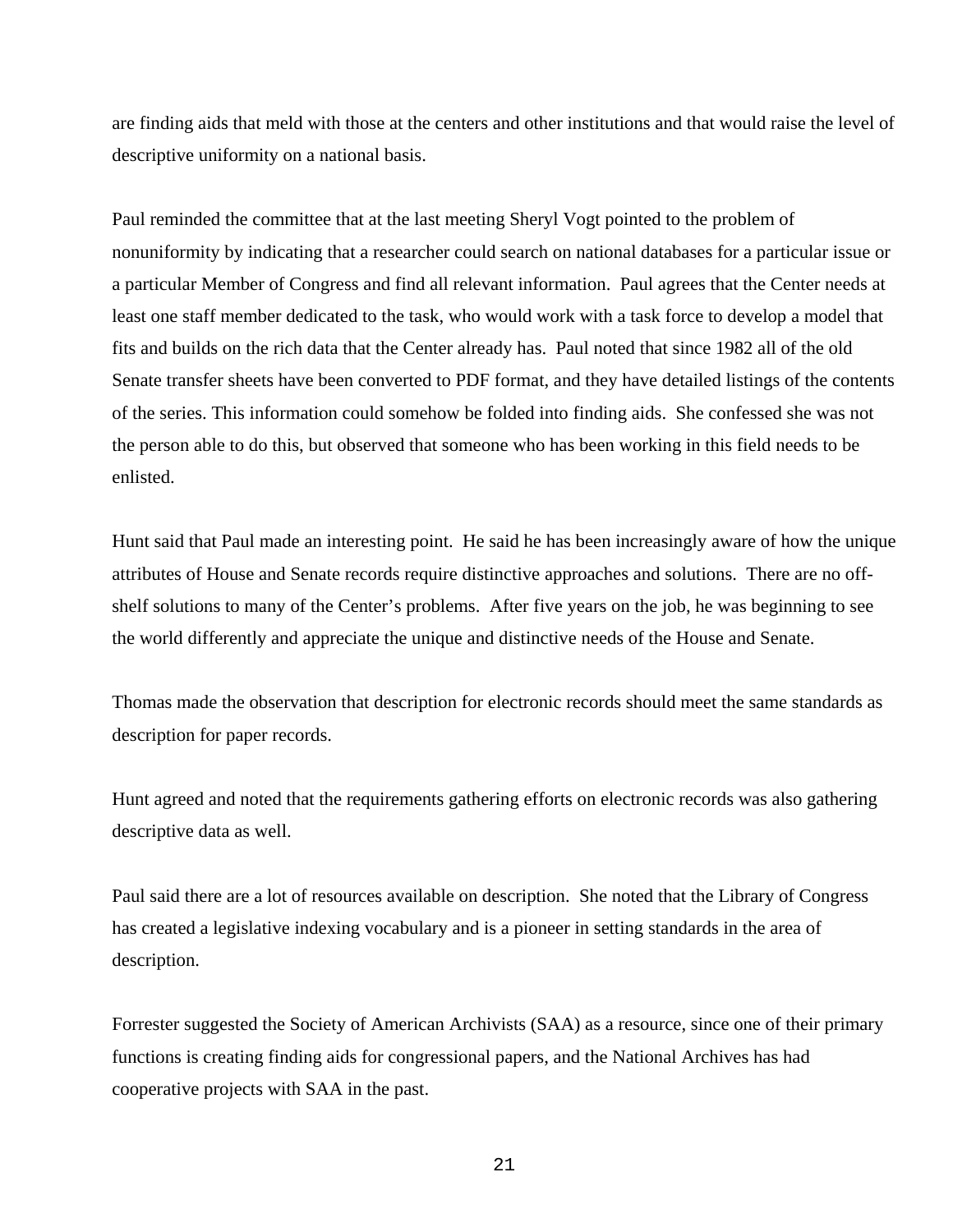are finding aids that meld with those at the centers and other institutions and that would raise the level of descriptive uniformity on a national basis.

Paul reminded the committee that at the last meeting Sheryl Vogt pointed to the problem of nonuniformity by indicating that a researcher could search on national databases for a particular issue or a particular Member of Congress and find all relevant information. Paul agrees that the Center needs at least one staff member dedicated to the task, who would work with a task force to develop a model that fits and builds on the rich data that the Center already has. Paul noted that since 1982 all of the old Senate transfer sheets have been converted to PDF format, and they have detailed listings of the contents of the series. This information could somehow be folded into finding aids. She confessed she was not the person able to do this, but observed that someone who has been working in this field needs to be enlisted.

Hunt said that Paul made an interesting point. He said he has been increasingly aware of how the unique attributes of House and Senate records require distinctive approaches and solutions. There are no off-shelf solutions to many of the Center's problems. After five years on the job, he was beginning to see the world differently and appreciate the unique and distinctive needs of the House and Senate.

Thomas made the observation that description for electronic records should meet the same standards as description for paper records.

Hunt agreed and noted that the requirements gathering efforts on electronic records was also gathering descriptive data as well.

Paul said there are a lot of resources available on description. She noted that the Library of Congress has created a legislative indexing vocabulary and is a pioneer in setting standards in the area of description.

Forrester suggested the Society of American Archivists (SAA) as a resource, since one of their primary functions is creating finding aids for congressional papers, and the National Archives has had cooperative projects with SAA in the past.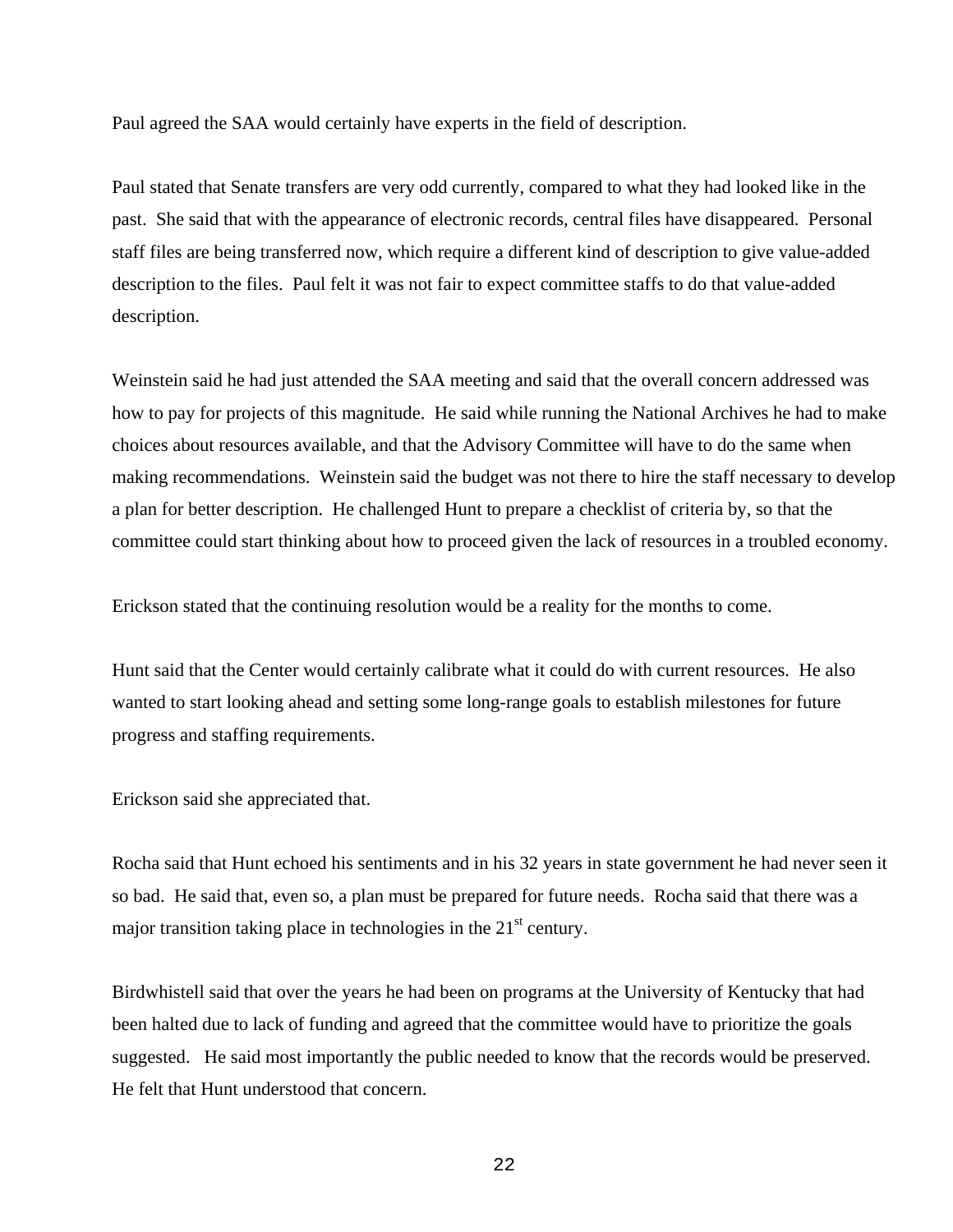Paul agreed the SAA would certainly have experts in the field of description.

Paul stated that Senate transfers are very odd currently, compared to what they had looked like in the past. She said that with the appearance of electronic records, central files have disappeared. Personal staff files are being transferred now, which require a different kind of description to give value-added description to the files. Paul felt it was not fair to expect committee staffs to do that value-added description.

Weinstein said he had just attended the SAA meeting and said that the overall concern addressed was how to pay for projects of this magnitude. He said while running the National Archives he had to make choices about resources available, and that the Advisory Committee will have to do the same when making recommendations. Weinstein said the budget was not there to hire the staff necessary to develop a plan for better description. He challenged Hunt to prepare a checklist of criteria by, so that the committee could start thinking about how to proceed given the lack of resources in a troubled economy.

Erickson stated that the continuing resolution would be a reality for the months to come.

Hunt said that the Center would certainly calibrate what it could do with current resources. He also wanted to start looking ahead and setting some long-range goals to establish milestones for future progress and staffing requirements.

Erickson said she appreciated that.

Rocha said that Hunt echoed his sentiments and in his 32 years in state government he had never seen it so bad. He said that, even so, a plan must be prepared for future needs. Rocha said that there was a major transition taking place in technologies in the 21st century.

Birdwhistell said that over the years he had been on programs at the University of Kentucky that had been halted due to lack of funding and agreed that the committee would have to prioritize the goals suggested. He said most importantly the public needed to know that the records would be preserved. He felt that Hunt understood that concern.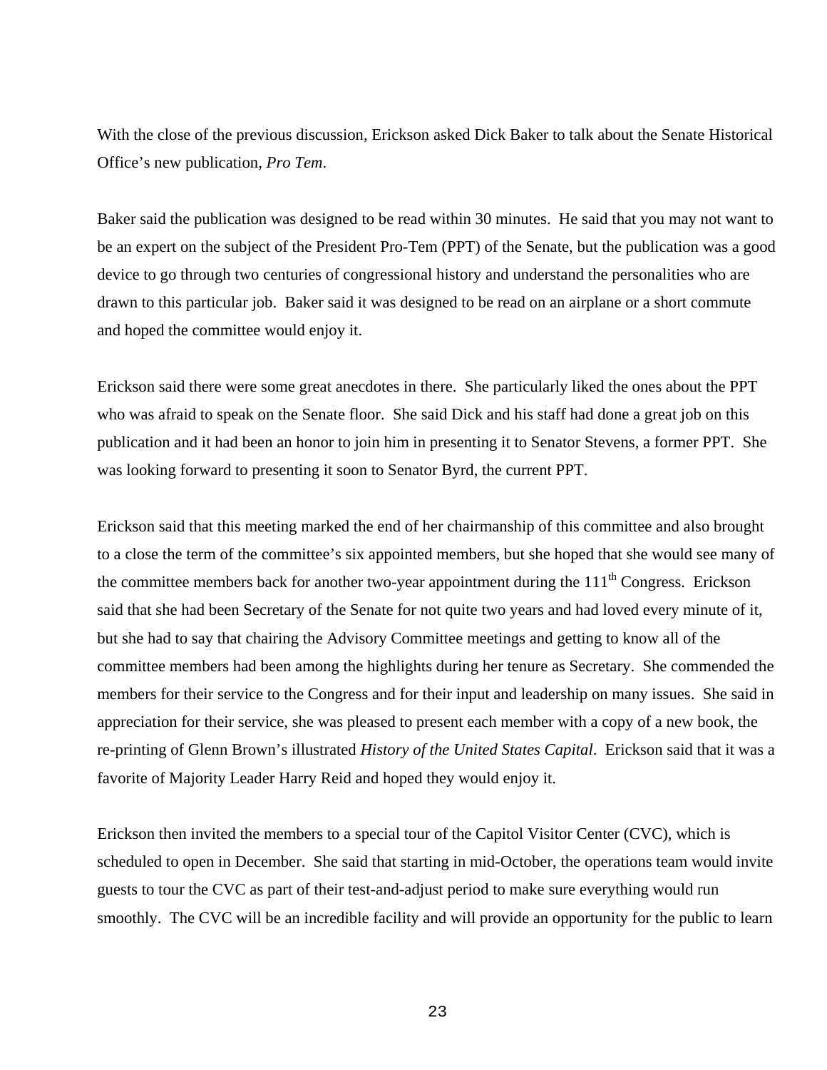With the close of the previous discussion, Erickson asked Dick Baker to talk about the Senate Historical Office's new publication, *Pro Tem*.

Baker said the publication was designed to be read within 30 minutes. He said that you may not want to be an expert on the subject of the President Pro-Tem (PPT) of the Senate, but the publication was a good device to go through two centuries of congressional history and understand the personalities who are drawn to this particular job. Baker said it was designed to be read on an airplane or a short commute and hoped the committee would enjoy it.

Erickson said there were some great anecdotes in there. She particularly liked the ones about the PPT who was afraid to speak on the Senate floor. She said Dick and his staff had done a great job on this publication and it had been an honor to join him in presenting it to Senator Stevens, a former PPT. She was looking forward to presenting it soon to Senator Byrd, the current PPT.

Erickson said that this meeting marked the end of her chairmanship of this committee and also brought to a close the term of the committee's six appointed members, but she hoped that she would see many of the committee members back for another two-year appointment during the 111th Congress. Erickson said that she had been Secretary of the Senate for not quite two years and had loved every minute of it, but she had to say that chairing the Advisory Committee meetings and getting to know all of the committee members had been among the highlights during her tenure as Secretary. She commended the members for their service to the Congress and for their input and leadership on many issues. She said in appreciation for their service, she was pleased to present each member with a copy of a new book, the re-printing of Glenn Brown's illustrated *History of the United States Capital*. Erickson said that it was a favorite of Majority Leader Harry Reid and hoped they would enjoy it.

Erickson then invited the members to a special tour of the Capitol Visitor Center (CVC), which is scheduled to open in December. She said that starting in mid-October, the operations team would invite guests to tour the CVC as part of their test-and-adjust period to make sure everything would run smoothly. The CVC will be an incredible facility and will provide an opportunity for the public to learn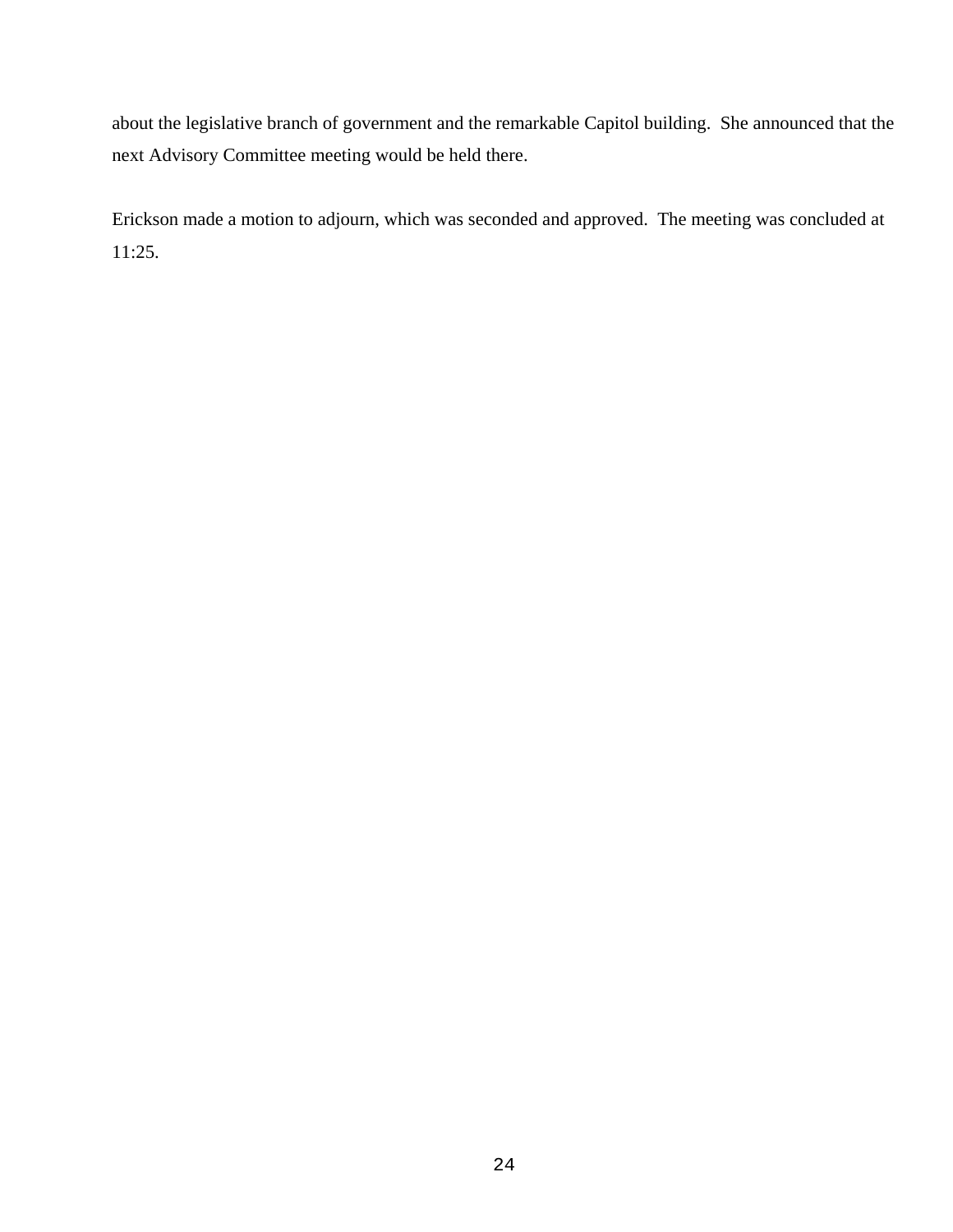about the legislative branch of government and the remarkable Capitol building. She announced that the next Advisory Committee meeting would be held there.

Erickson made a motion to adjourn, which was seconded and approved. The meeting was concluded at 11:25.